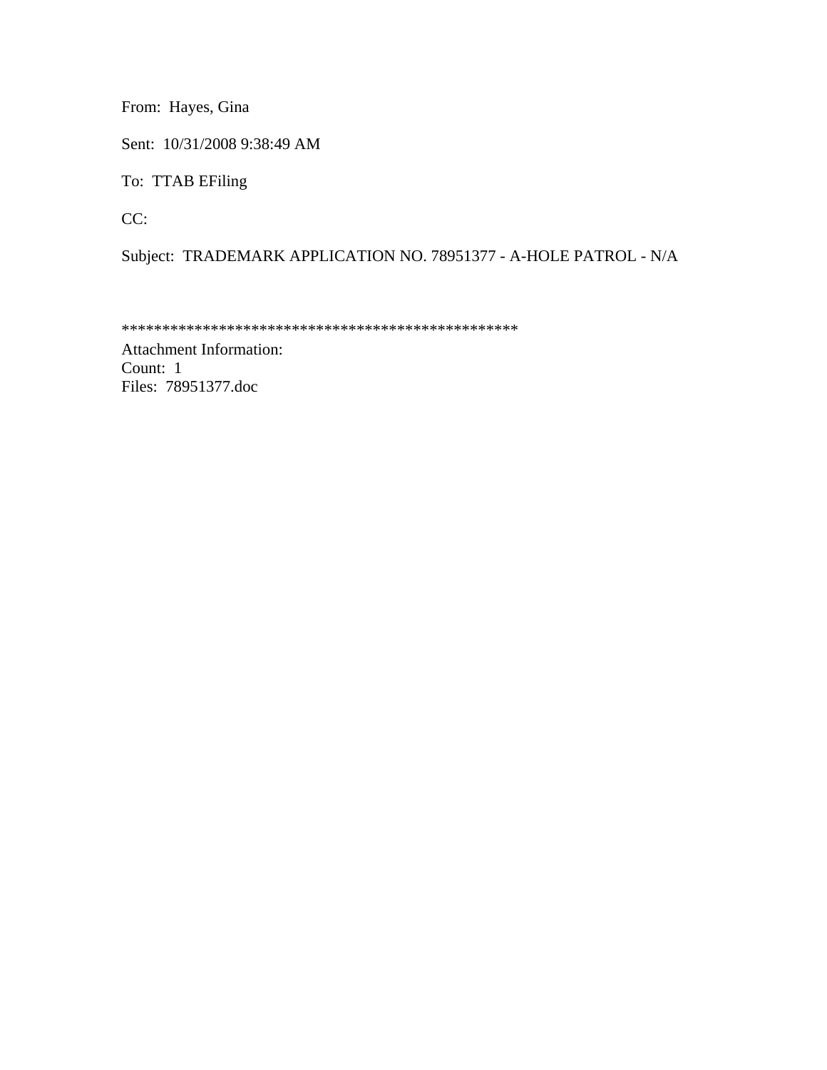From: Hayes, Gina

Sent: 10/31/2008 9:38:49 AM

To: TTAB EFiling

CC:

Subject: TRADEMARK APPLICATION NO. 78951377 - A-HOLE PATROL - N/A

**************************************************
Attachment Information:
Count: 1
Files: 78951377.doc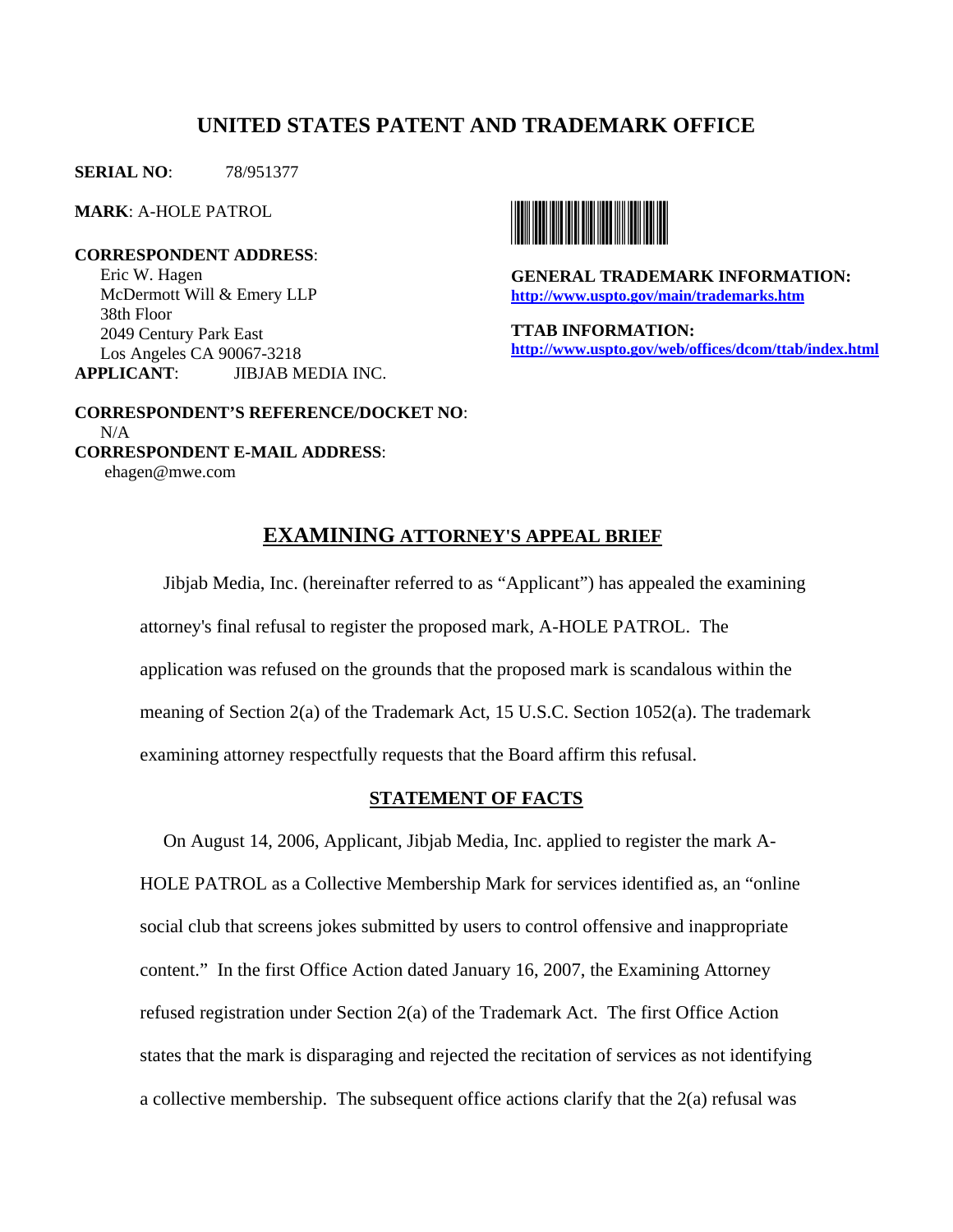# UNITED STATES PATENT AND TRADEMARK OFFICE

**SERIAL NO**: 78/951377

**MARK**: A-HOLE PATROL

**CORRESPONDENT ADDRESS**:
Eric W. Hagen
McDermott Will & Emery LLP
38th Floor
2049 Century Park East
Los Angeles CA 90067-3218

**APPLICANT**: JIBJAB MEDIA INC.

**CORRESPONDENT'S REFERENCE/DOCKET NO**:
N/A

**CORRESPONDENT E-MAIL ADDRESS**:
ehagen@mwe.com

**GENERAL TRADEMARK INFORMATION:**
**http://www.uspto.gov/main/trademarks.htm**

**TTAB INFORMATION:**
**http://www.uspto.gov/web/offices/dcom/ttab/index.html**

## EXAMINING ATTORNEY'S APPEAL BRIEF

Jibjab Media, Inc. (hereinafter referred to as "Applicant") has appealed the examining attorney's final refusal to register the proposed mark, A-HOLE PATROL. The application was refused on the grounds that the proposed mark is scandalous within the meaning of Section 2(a) of the Trademark Act, 15 U.S.C. Section 1052(a). The trademark examining attorney respectfully requests that the Board affirm this refusal.

### STATEMENT OF FACTS

On August 14, 2006, Applicant, Jibjab Media, Inc. applied to register the mark A-HOLE PATROL as a Collective Membership Mark for services identified as, an "online social club that screens jokes submitted by users to control offensive and inappropriate content." In the first Office Action dated January 16, 2007, the Examining Attorney refused registration under Section 2(a) of the Trademark Act. The first Office Action states that the mark is disparaging and rejected the recitation of services as not identifying a collective membership. The subsequent office actions clarify that the 2(a) refusal was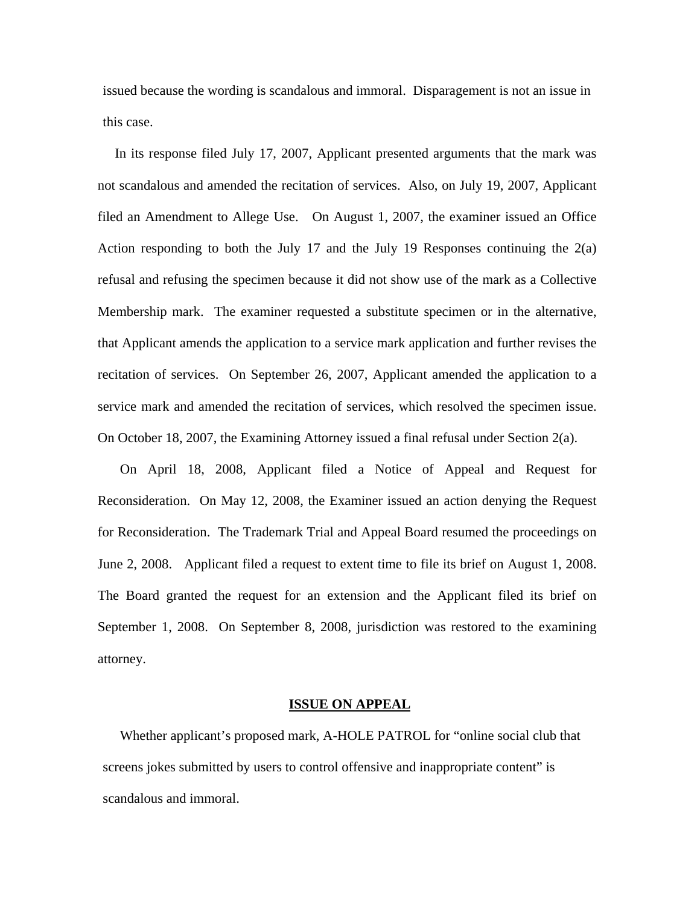issued because the wording is scandalous and immoral. Disparagement is not an issue in this case.

In its response filed July 17, 2007, Applicant presented arguments that the mark was not scandalous and amended the recitation of services. Also, on July 19, 2007, Applicant filed an Amendment to Allege Use. On August 1, 2007, the examiner issued an Office Action responding to both the July 17 and the July 19 Responses continuing the 2(a) refusal and refusing the specimen because it did not show use of the mark as a Collective Membership mark. The examiner requested a substitute specimen or in the alternative, that Applicant amends the application to a service mark application and further revises the recitation of services. On September 26, 2007, Applicant amended the application to a service mark and amended the recitation of services, which resolved the specimen issue. On October 18, 2007, the Examining Attorney issued a final refusal under Section 2(a).

On April 18, 2008, Applicant filed a Notice of Appeal and Request for Reconsideration. On May 12, 2008, the Examiner issued an action denying the Request for Reconsideration. The Trademark Trial and Appeal Board resumed the proceedings on June 2, 2008. Applicant filed a request to extent time to file its brief on August 1, 2008. The Board granted the request for an extension and the Applicant filed its brief on September 1, 2008. On September 8, 2008, jurisdiction was restored to the examining attorney.

## ISSUE ON APPEAL

Whether applicant's proposed mark, A-HOLE PATROL for "online social club that screens jokes submitted by users to control offensive and inappropriate content" is scandalous and immoral.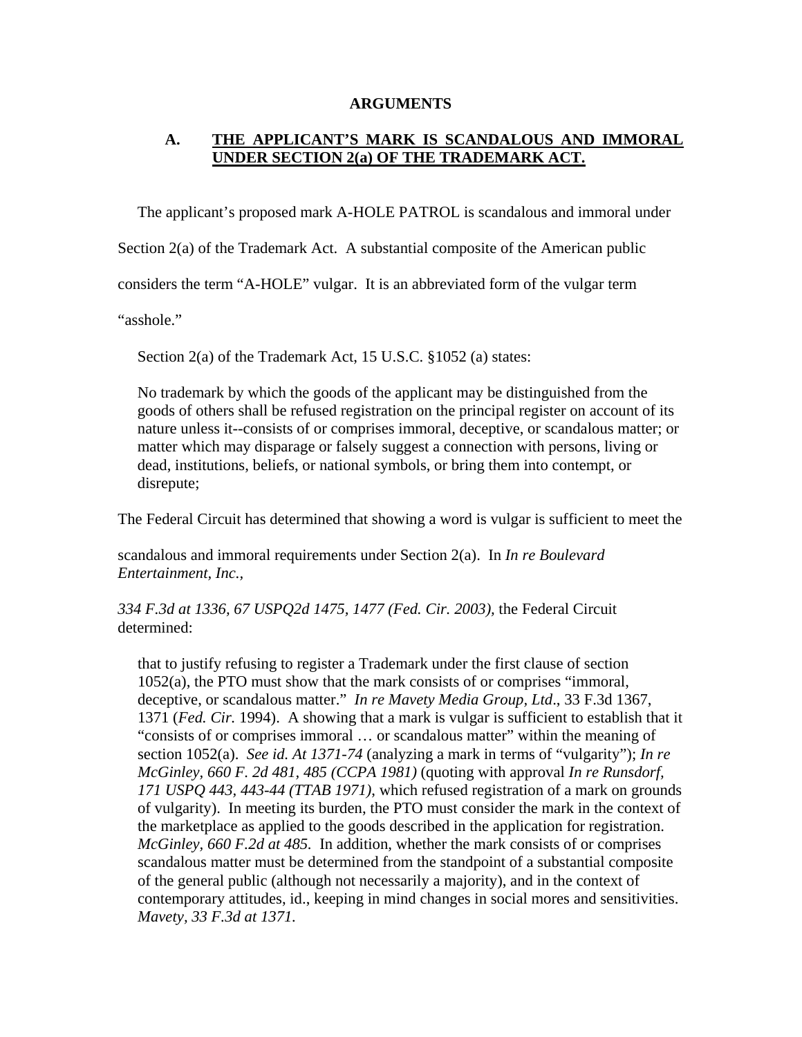**ARGUMENTS**

**A. <u>THE APPLICANT'S MARK IS SCANDALOUS AND IMMORAL UNDER SECTION 2(a) OF THE TRADEMARK ACT.</u>**

The applicant's proposed mark A-HOLE PATROL is scandalous and immoral under Section 2(a) of the Trademark Act. A substantial composite of the American public considers the term "A-HOLE" vulgar. It is an abbreviated form of the vulgar term "asshole."

Section 2(a) of the Trademark Act, 15 U.S.C. §1052 (a) states:

> No trademark by which the goods of the applicant may be distinguished from the goods of others shall be refused registration on the principal register on account of its nature unless it--consists of or comprises immoral, deceptive, or scandalous matter; or matter which may disparage or falsely suggest a connection with persons, living or dead, institutions, beliefs, or national symbols, or bring them into contempt, or disrepute;

The Federal Circuit has determined that showing a word is vulgar is sufficient to meet the scandalous and immoral requirements under Section 2(a). In *In re Boulevard Entertainment, Inc., 334 F.3d at 1336, 67 USPQ2d 1475, 1477 (Fed. Cir. 2003),* the Federal Circuit determined:

> that to justify refusing to register a Trademark under the first clause of section 1052(a), the PTO must show that the mark consists of or comprises "immoral, deceptive, or scandalous matter." *In re Mavety Media Group, Ltd*., 33 F.3d 1367, 1371 (*Fed. Cir.* 1994). A showing that a mark is vulgar is sufficient to establish that it "consists of or comprises immoral … or scandalous matter" within the meaning of section 1052(a). *See id. At 1371-74* (analyzing a mark in terms of "vulgarity"); *In re McGinley, 660 F. 2d 481, 485 (CCPA 1981)* (quoting with approval *In re Runsdorf, 171 USPQ 443, 443-44 (TTAB 1971)*, which refused registration of a mark on grounds of vulgarity). In meeting its burden, the PTO must consider the mark in the context of the marketplace as applied to the goods described in the application for registration. *McGinley, 660 F.2d at 485.* In addition, whether the mark consists of or comprises scandalous matter must be determined from the standpoint of a substantial composite of the general public (although not necessarily a majority), and in the context of contemporary attitudes, id., keeping in mind changes in social mores and sensitivities. *Mavety, 33 F.3d at 1371.*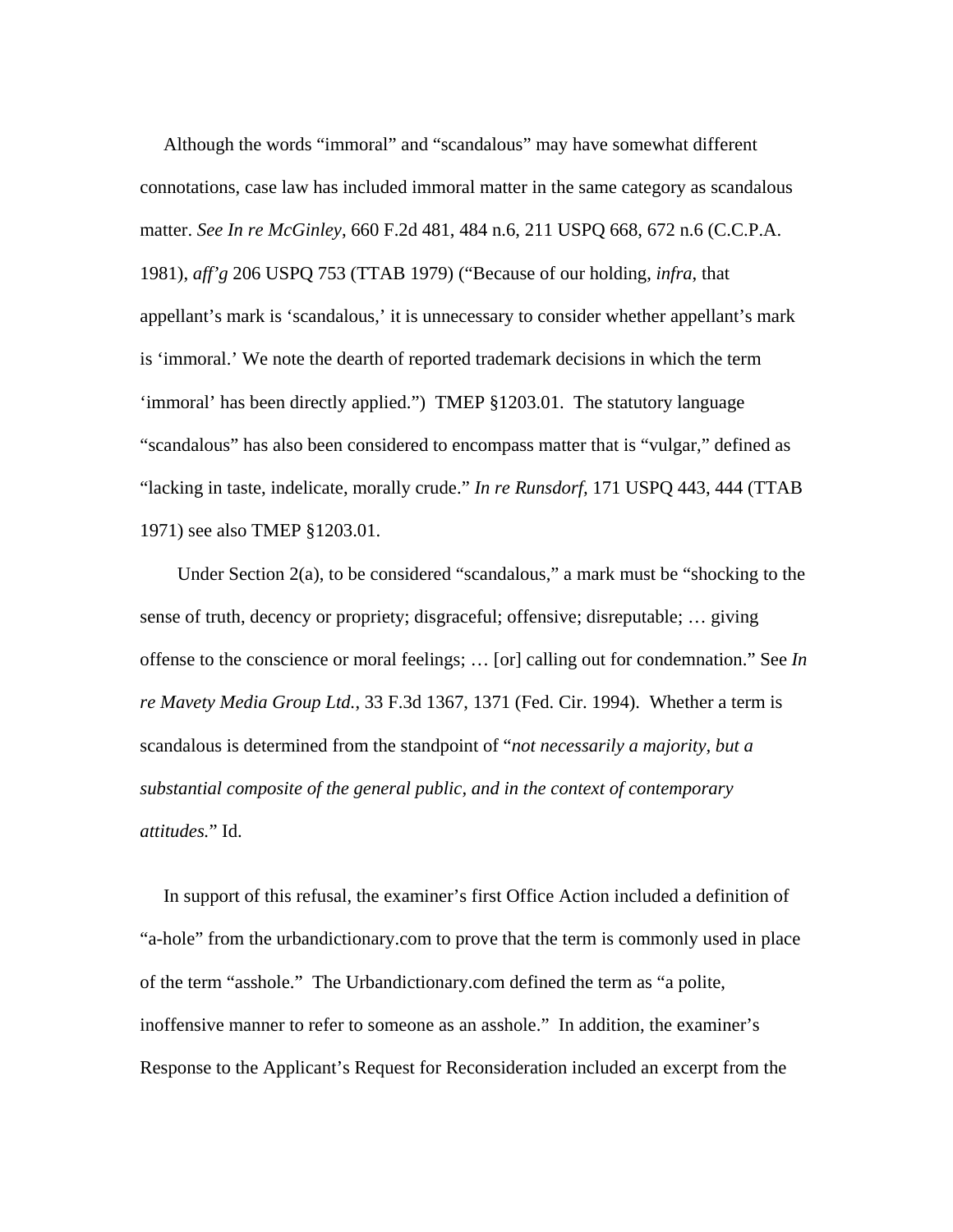Although the words "immoral" and "scandalous" may have somewhat different connotations, case law has included immoral matter in the same category as scandalous matter. *See In re McGinley*, 660 F.2d 481, 484 n.6, 211 USPQ 668, 672 n.6 (C.C.P.A. 1981), *aff'g* 206 USPQ 753 (TTAB 1979) ("Because of our holding, *infra*, that appellant's mark is 'scandalous,' it is unnecessary to consider whether appellant's mark is 'immoral.' We note the dearth of reported trademark decisions in which the term 'immoral' has been directly applied.") TMEP §1203.01. The statutory language "scandalous" has also been considered to encompass matter that is "vulgar," defined as "lacking in taste, indelicate, morally crude." *In re Runsdorf*, 171 USPQ 443, 444 (TTAB 1971) see also TMEP §1203.01.

Under Section 2(a), to be considered "scandalous," a mark must be "shocking to the sense of truth, decency or propriety; disgraceful; offensive; disreputable; … giving offense to the conscience or moral feelings; … [or] calling out for condemnation." See *In re Mavety Media Group Ltd.*, 33 F.3d 1367, 1371 (Fed. Cir. 1994). Whether a term is scandalous is determined from the standpoint of "*not necessarily a majority, but a substantial composite of the general public, and in the context of contemporary attitudes.*" Id.

In support of this refusal, the examiner's first Office Action included a definition of "a-hole" from the urbandictionary.com to prove that the term is commonly used in place of the term "asshole." The Urbandictionary.com defined the term as "a polite, inoffensive manner to refer to someone as an asshole." In addition, the examiner's Response to the Applicant's Request for Reconsideration included an excerpt from the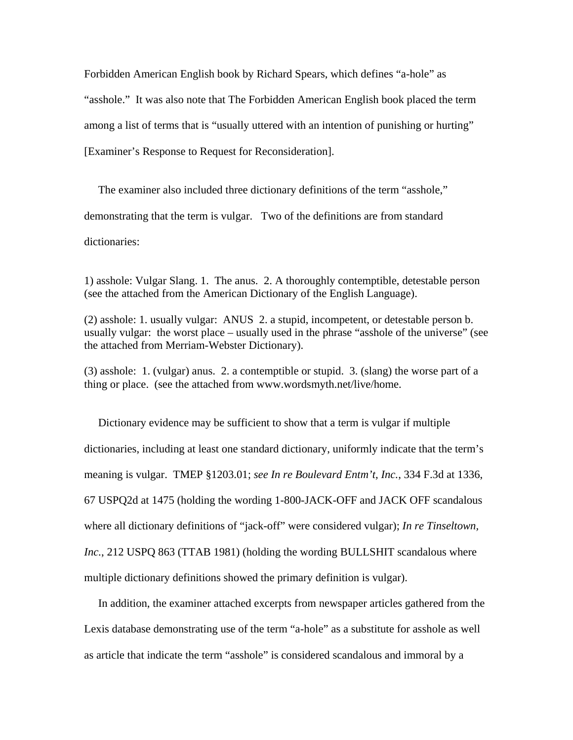Forbidden American English book by Richard Spears, which defines "a-hole" as "asshole." It was also note that The Forbidden American English book placed the term among a list of terms that is "usually uttered with an intention of punishing or hurting" [Examiner's Response to Request for Reconsideration].

The examiner also included three dictionary definitions of the term "asshole," demonstrating that the term is vulgar. Two of the definitions are from standard dictionaries:

1) asshole: Vulgar Slang. 1. The anus. 2. A thoroughly contemptible, detestable person (see the attached from the American Dictionary of the English Language).

(2) asshole: 1. usually vulgar: ANUS 2. a stupid, incompetent, or detestable person b. usually vulgar: the worst place – usually used in the phrase "asshole of the universe" (see the attached from Merriam-Webster Dictionary).

(3) asshole: 1. (vulgar) anus. 2. a contemptible or stupid. 3. (slang) the worse part of a thing or place. (see the attached from www.wordsmyth.net/live/home.

Dictionary evidence may be sufficient to show that a term is vulgar if multiple dictionaries, including at least one standard dictionary, uniformly indicate that the term's meaning is vulgar. TMEP §1203.01; *see In re Boulevard Entm't, Inc.*, 334 F.3d at 1336, 67 USPQ2d at 1475 (holding the wording 1-800-JACK-OFF and JACK OFF scandalous where all dictionary definitions of "jack-off" were considered vulgar); *In re Tinseltown, Inc.*, 212 USPQ 863 (TTAB 1981) (holding the wording BULLSHIT scandalous where multiple dictionary definitions showed the primary definition is vulgar).

In addition, the examiner attached excerpts from newspaper articles gathered from the Lexis database demonstrating use of the term "a-hole" as a substitute for asshole as well as article that indicate the term "asshole" is considered scandalous and immoral by a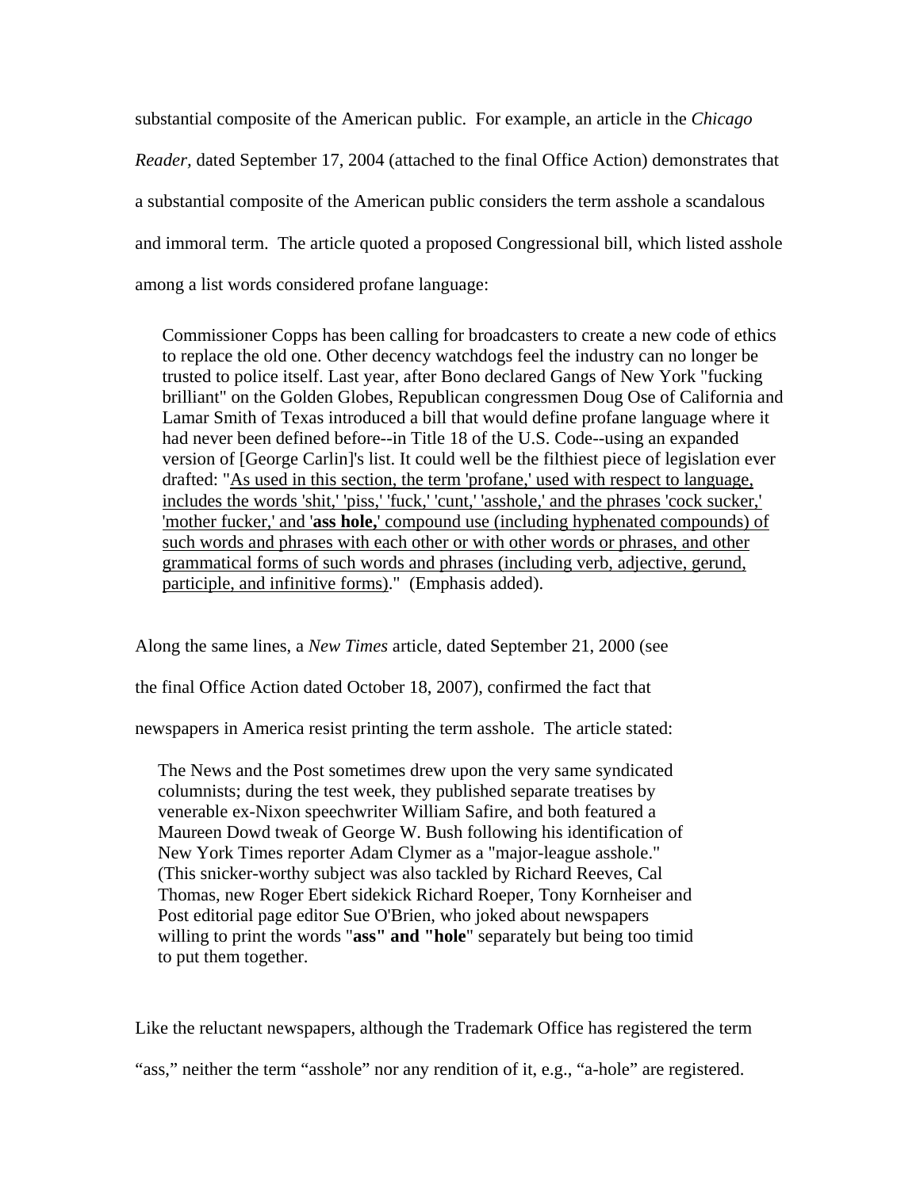substantial composite of the American public. For example, an article in the *Chicago Reader*, dated September 17, 2004 (attached to the final Office Action) demonstrates that a substantial composite of the American public considers the term asshole a scandalous and immoral term. The article quoted a proposed Congressional bill, which listed asshole among a list words considered profane language:

> Commissioner Copps has been calling for broadcasters to create a new code of ethics to replace the old one. Other decency watchdogs feel the industry can no longer be trusted to police itself. Last year, after Bono declared Gangs of New York "fucking brilliant" on the Golden Globes, Republican congressmen Doug Ose of California and Lamar Smith of Texas introduced a bill that would define profane language where it had never been defined before--in Title 18 of the U.S. Code--using an expanded version of [George Carlin]'s list. It could well be the filthiest piece of legislation ever drafted: "<u>As used in this section, the term 'profane,' used with respect to language, includes the words 'shit,' 'piss,' 'fuck,' 'cunt,' 'asshole,' and the phrases 'cock sucker,' 'mother fucker,' and '**ass hole,**' compound use (including hyphenated compounds) of such words and phrases with each other or with other words or phrases, and other grammatical forms of such words and phrases (including verb, adjective, gerund, participle, and infinitive forms)</u>." (Emphasis added).

Along the same lines, a *New Times* article, dated September 21, 2000 (see the final Office Action dated October 18, 2007), confirmed the fact that newspapers in America resist printing the term asshole. The article stated:

> The News and the Post sometimes drew upon the very same syndicated columnists; during the test week, they published separate treatises by venerable ex-Nixon speechwriter William Safire, and both featured a Maureen Dowd tweak of George W. Bush following his identification of New York Times reporter Adam Clymer as a "major-league asshole." (This snicker-worthy subject was also tackled by Richard Reeves, Cal Thomas, new Roger Ebert sidekick Richard Roeper, Tony Kornheiser and Post editorial page editor Sue O'Brien, who joked about newspapers willing to print the words "**ass" and "hole**" separately but being too timid to put them together.

Like the reluctant newspapers, although the Trademark Office has registered the term "ass," neither the term "asshole" nor any rendition of it, e.g., "a-hole" are registered.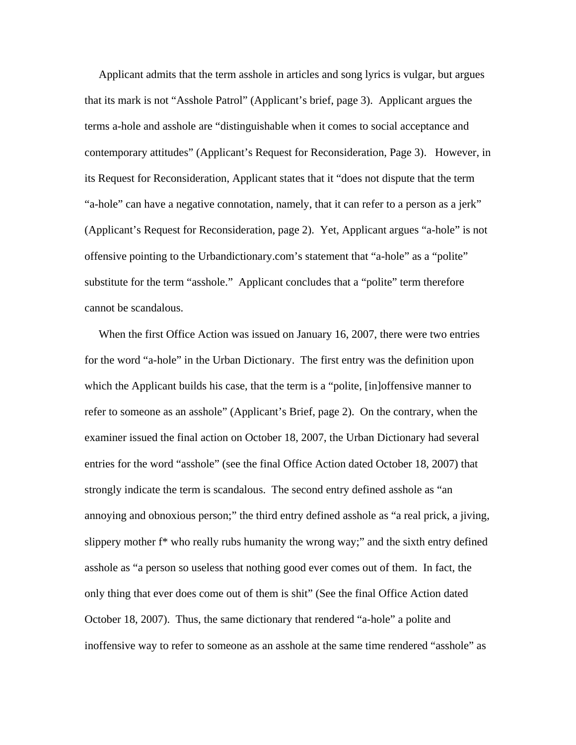Applicant admits that the term asshole in articles and song lyrics is vulgar, but argues that its mark is not "Asshole Patrol" (Applicant's brief, page 3). Applicant argues the terms a-hole and asshole are "distinguishable when it comes to social acceptance and contemporary attitudes" (Applicant's Request for Reconsideration, Page 3). However, in its Request for Reconsideration, Applicant states that it "does not dispute that the term "a-hole" can have a negative connotation, namely, that it can refer to a person as a jerk" (Applicant's Request for Reconsideration, page 2). Yet, Applicant argues "a-hole" is not offensive pointing to the Urbandictionary.com's statement that "a-hole" as a "polite" substitute for the term "asshole." Applicant concludes that a "polite" term therefore cannot be scandalous.

When the first Office Action was issued on January 16, 2007, there were two entries for the word "a-hole" in the Urban Dictionary. The first entry was the definition upon which the Applicant builds his case, that the term is a "polite, [in]offensive manner to refer to someone as an asshole" (Applicant's Brief, page 2). On the contrary, when the examiner issued the final action on October 18, 2007, the Urban Dictionary had several entries for the word "asshole" (see the final Office Action dated October 18, 2007) that strongly indicate the term is scandalous. The second entry defined asshole as "an annoying and obnoxious person;" the third entry defined asshole as "a real prick, a jiving, slippery mother f* who really rubs humanity the wrong way;" and the sixth entry defined asshole as "a person so useless that nothing good ever comes out of them. In fact, the only thing that ever does come out of them is shit" (See the final Office Action dated October 18, 2007). Thus, the same dictionary that rendered "a-hole" a polite and inoffensive way to refer to someone as an asshole at the same time rendered "asshole" as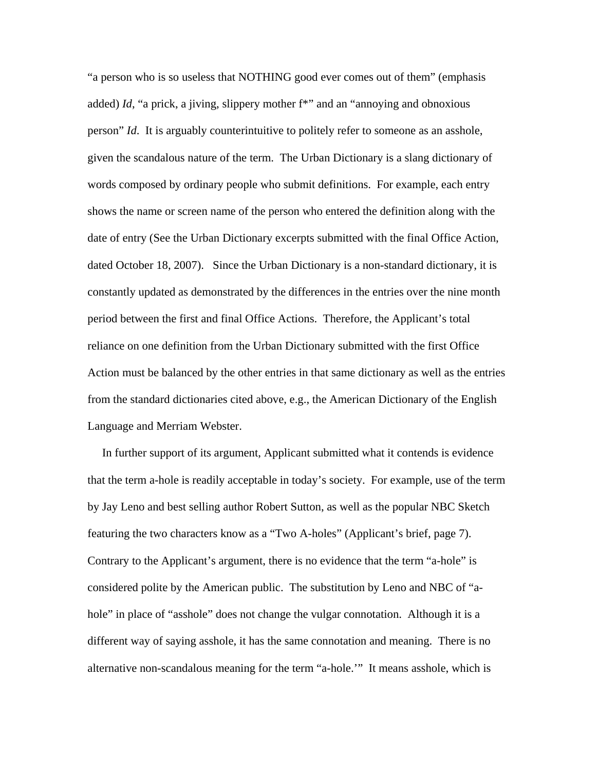"a person who is so useless that NOTHING good ever comes out of them" (emphasis added) *Id*, "a prick, a jiving, slippery mother f*" and an "annoying and obnoxious person" *Id*. It is arguably counterintuitive to politely refer to someone as an asshole, given the scandalous nature of the term. The Urban Dictionary is a slang dictionary of words composed by ordinary people who submit definitions. For example, each entry shows the name or screen name of the person who entered the definition along with the date of entry (See the Urban Dictionary excerpts submitted with the final Office Action, dated October 18, 2007). Since the Urban Dictionary is a non-standard dictionary, it is constantly updated as demonstrated by the differences in the entries over the nine month period between the first and final Office Actions. Therefore, the Applicant's total reliance on one definition from the Urban Dictionary submitted with the first Office Action must be balanced by the other entries in that same dictionary as well as the entries from the standard dictionaries cited above, e.g., the American Dictionary of the English Language and Merriam Webster.

In further support of its argument, Applicant submitted what it contends is evidence that the term a-hole is readily acceptable in today's society. For example, use of the term by Jay Leno and best selling author Robert Sutton, as well as the popular NBC Sketch featuring the two characters know as a "Two A-holes" (Applicant's brief, page 7). Contrary to the Applicant's argument, there is no evidence that the term "a-hole" is considered polite by the American public. The substitution by Leno and NBC of "a-hole" in place of "asshole" does not change the vulgar connotation. Although it is a different way of saying asshole, it has the same connotation and meaning. There is no alternative non-scandalous meaning for the term "a-hole.'" It means asshole, which is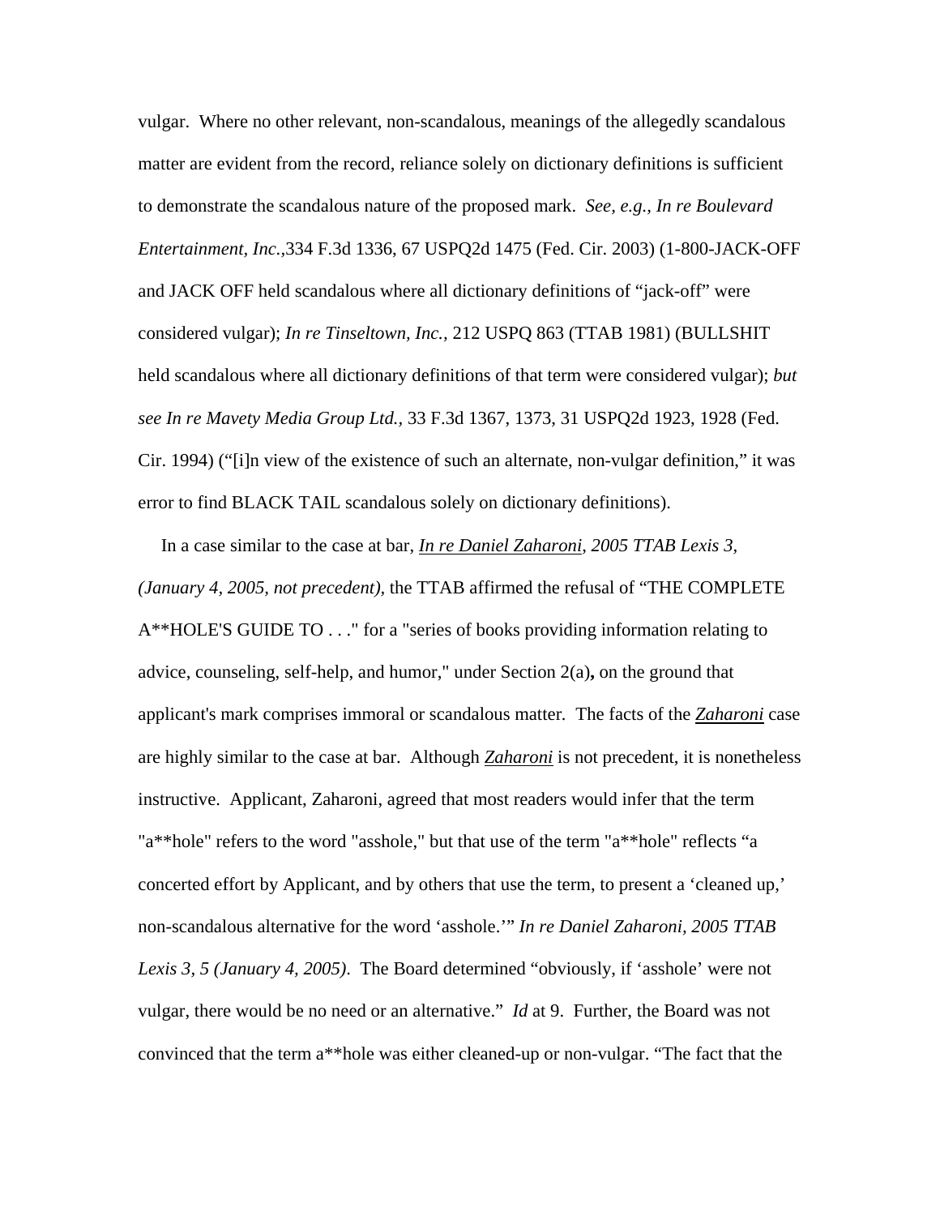vulgar. Where no other relevant, non-scandalous, meanings of the allegedly scandalous matter are evident from the record, reliance solely on dictionary definitions is sufficient to demonstrate the scandalous nature of the proposed mark. *See, e.g., In re Boulevard Entertainment, Inc.*,334 F.3d 1336, 67 USPQ2d 1475 (Fed. Cir. 2003) (1-800-JACK-OFF and JACK OFF held scandalous where all dictionary definitions of "jack-off" were considered vulgar); *In re Tinseltown, Inc.*, 212 USPQ 863 (TTAB 1981) (BULLSHIT held scandalous where all dictionary definitions of that term were considered vulgar); *but see In re Mavety Media Group Ltd.*, 33 F.3d 1367, 1373, 31 USPQ2d 1923, 1928 (Fed. Cir. 1994) ("[i]n view of the existence of such an alternate, non-vulgar definition," it was error to find BLACK TAIL scandalous solely on dictionary definitions).

In a case similar to the case at bar, *In re Daniel Zaharoni*, *2005 TTAB Lexis 3, (January 4, 2005, not precedent),* the TTAB affirmed the refusal of "THE COMPLETE A**HOLE'S GUIDE TO . . ." for a "series of books providing information relating to advice, counseling, self-help, and humor," under Section 2(a)**,** on the ground that applicant's mark comprises immoral or scandalous matter. The facts of the ***Zaharoni*** case are highly similar to the case at bar. Although ***Zaharoni*** is not precedent, it is nonetheless instructive. Applicant, Zaharoni, agreed that most readers would infer that the term "a**hole" refers to the word "asshole," but that use of the term "a**hole" reflects "a concerted effort by Applicant, and by others that use the term, to present a 'cleaned up,' non-scandalous alternative for the word 'asshole.'" *In re Daniel Zaharoni, 2005 TTAB Lexis 3, 5 (January 4, 2005)*. The Board determined "obviously, if 'asshole' were not vulgar, there would be no need or an alternative." *Id* at 9. Further, the Board was not convinced that the term a**hole was either cleaned-up or non-vulgar. "The fact that the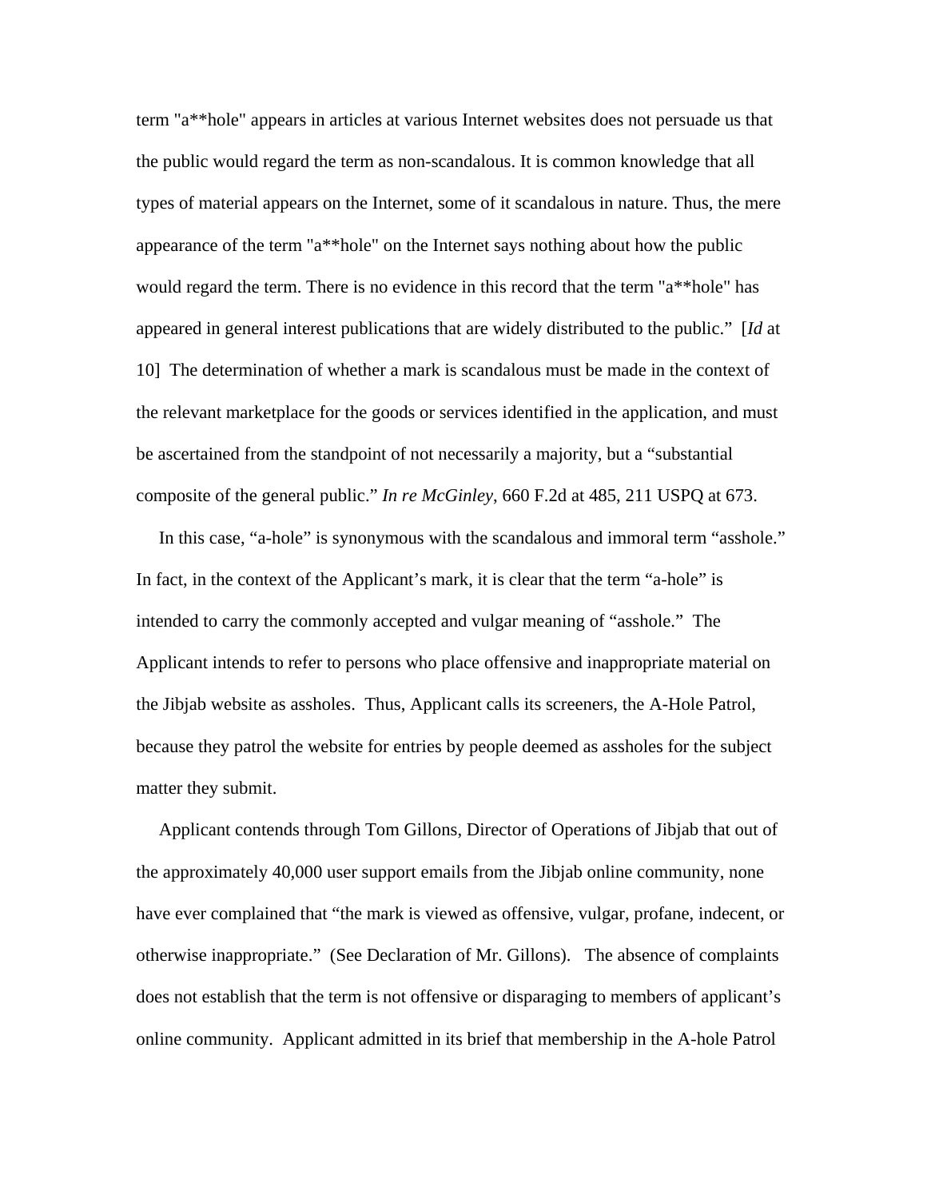term "a**hole" appears in articles at various Internet websites does not persuade us that the public would regard the term as non-scandalous. It is common knowledge that all types of material appears on the Internet, some of it scandalous in nature. Thus, the mere appearance of the term "a**hole" on the Internet says nothing about how the public would regard the term. There is no evidence in this record that the term "a**hole" has appeared in general interest publications that are widely distributed to the public." [*Id* at 10] The determination of whether a mark is scandalous must be made in the context of the relevant marketplace for the goods or services identified in the application, and must be ascertained from the standpoint of not necessarily a majority, but a "substantial composite of the general public." *In re McGinley*, 660 F.2d at 485, 211 USPQ at 673.

In this case, "a-hole" is synonymous with the scandalous and immoral term "asshole." In fact, in the context of the Applicant's mark, it is clear that the term "a-hole" is intended to carry the commonly accepted and vulgar meaning of "asshole." The Applicant intends to refer to persons who place offensive and inappropriate material on the Jibjab website as assholes. Thus, Applicant calls its screeners, the A-Hole Patrol, because they patrol the website for entries by people deemed as assholes for the subject matter they submit.

Applicant contends through Tom Gillons, Director of Operations of Jibjab that out of the approximately 40,000 user support emails from the Jibjab online community, none have ever complained that "the mark is viewed as offensive, vulgar, profane, indecent, or otherwise inappropriate." (See Declaration of Mr. Gillons). The absence of complaints does not establish that the term is not offensive or disparaging to members of applicant's online community. Applicant admitted in its brief that membership in the A-hole Patrol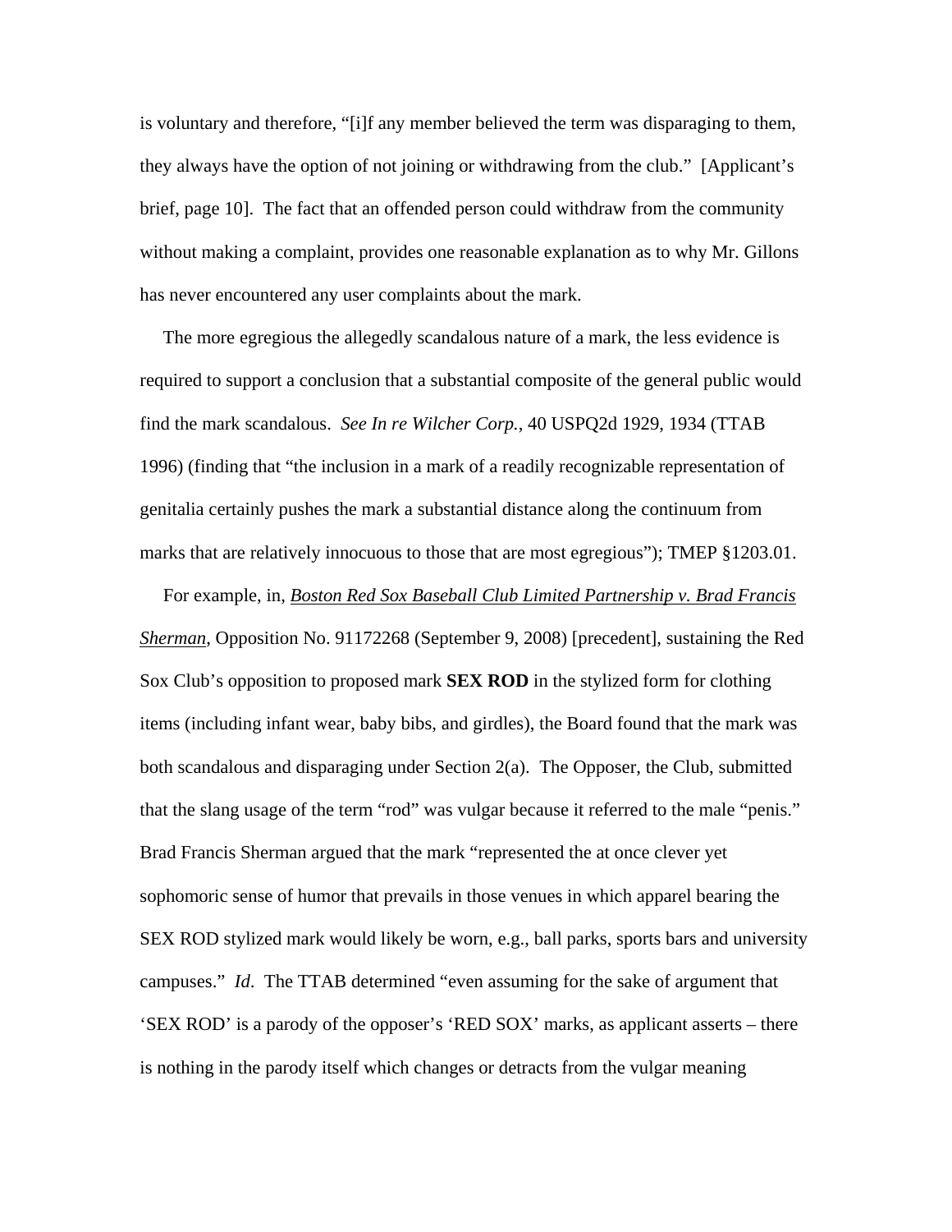is voluntary and therefore, "[i]f any member believed the term was disparaging to them, they always have the option of not joining or withdrawing from the club." [Applicant's brief, page 10]. The fact that an offended person could withdraw from the community without making a complaint, provides one reasonable explanation as to why Mr. Gillons has never encountered any user complaints about the mark.

The more egregious the allegedly scandalous nature of a mark, the less evidence is required to support a conclusion that a substantial composite of the general public would find the mark scandalous. *See In re Wilcher Corp.*, 40 USPQ2d 1929, 1934 (TTAB 1996) (finding that "the inclusion in a mark of a readily recognizable representation of genitalia certainly pushes the mark a substantial distance along the continuum from marks that are relatively innocuous to those that are most egregious"); TMEP §1203.01.

For example, in, *Boston Red Sox Baseball Club Limited Partnership v. Brad Francis Sherman*, Opposition No. 91172268 (September 9, 2008) [precedent], sustaining the Red Sox Club's opposition to proposed mark **SEX ROD** in the stylized form for clothing items (including infant wear, baby bibs, and girdles), the Board found that the mark was both scandalous and disparaging under Section 2(a). The Opposer, the Club, submitted that the slang usage of the term "rod" was vulgar because it referred to the male "penis." Brad Francis Sherman argued that the mark "represented the at once clever yet sophomoric sense of humor that prevails in those venues in which apparel bearing the SEX ROD stylized mark would likely be worn, e.g., ball parks, sports bars and university campuses." *Id*. The TTAB determined "even assuming for the sake of argument that 'SEX ROD' is a parody of the opposer's 'RED SOX' marks, as applicant asserts – there is nothing in the parody itself which changes or detracts from the vulgar meaning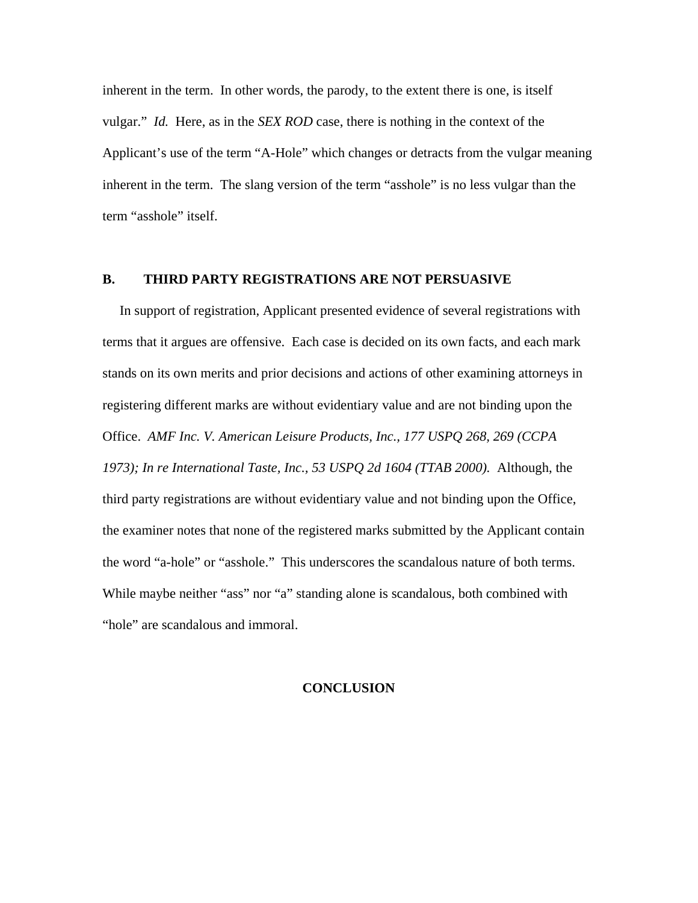inherent in the term. In other words, the parody, to the extent there is one, is itself vulgar." *Id.* Here, as in the *SEX ROD* case, there is nothing in the context of the Applicant's use of the term "A-Hole" which changes or detracts from the vulgar meaning inherent in the term. The slang version of the term "asshole" is no less vulgar than the term "asshole" itself.

## B. THIRD PARTY REGISTRATIONS ARE NOT PERSUASIVE

In support of registration, Applicant presented evidence of several registrations with terms that it argues are offensive. Each case is decided on its own facts, and each mark stands on its own merits and prior decisions and actions of other examining attorneys in registering different marks are without evidentiary value and are not binding upon the Office. *AMF Inc. V. American Leisure Products, Inc., 177 USPQ 268, 269 (CCPA 1973); In re International Taste, Inc., 53 USPQ 2d 1604 (TTAB 2000).* Although, the third party registrations are without evidentiary value and not binding upon the Office, the examiner notes that none of the registered marks submitted by the Applicant contain the word "a-hole" or "asshole." This underscores the scandalous nature of both terms. While maybe neither "ass" nor "a" standing alone is scandalous, both combined with "hole" are scandalous and immoral.

## CONCLUSION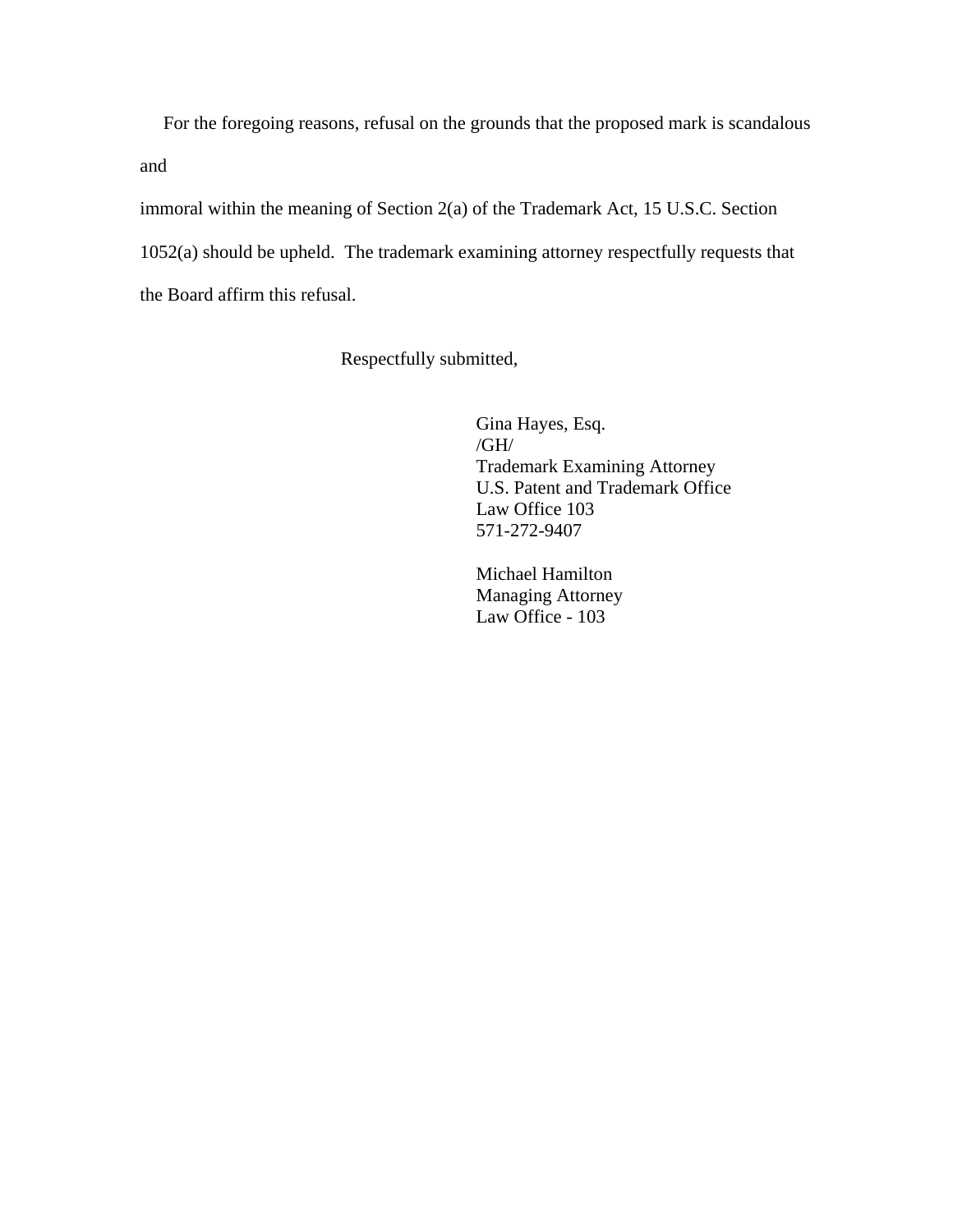For the foregoing reasons, refusal on the grounds that the proposed mark is scandalous and immoral within the meaning of Section 2(a) of the Trademark Act, 15 U.S.C. Section 1052(a) should be upheld. The trademark examining attorney respectfully requests that the Board affirm this refusal.

Respectfully submitted,

Gina Hayes, Esq.
/GH/
Trademark Examining Attorney
U.S. Patent and Trademark Office
Law Office 103
571-272-9407

Michael Hamilton
Managing Attorney
Law Office - 103